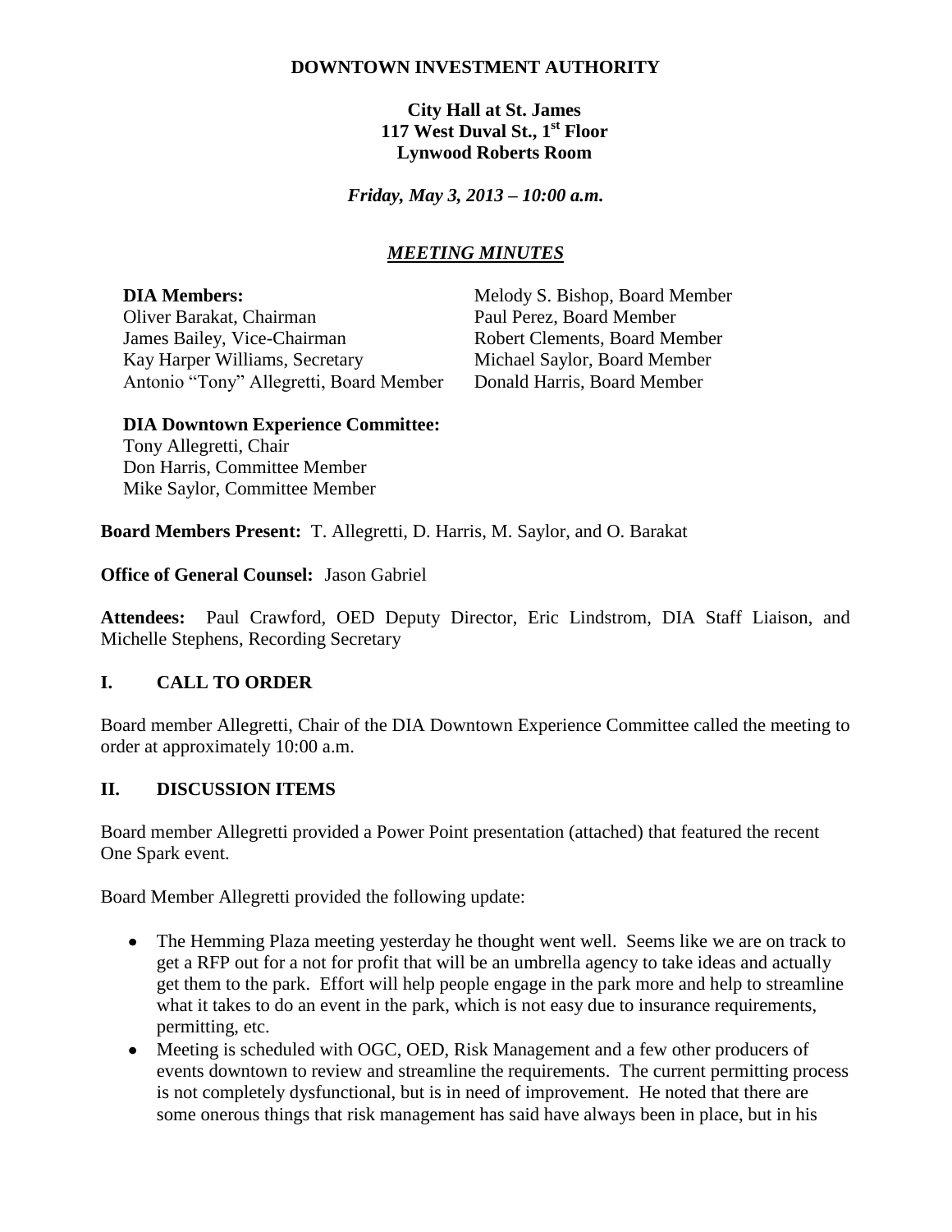**DOWNTOWN INVESTMENT AUTHORITY**

**City Hall at St. James**
**117 West Duval St., 1st Floor**
**Lynwood Roberts Room**

*Friday, May 3, 2013 – 10:00 a.m.*

***MEETING MINUTES***

**DIA Members:**
Oliver Barakat, Chairman
James Bailey, Vice-Chairman
Kay Harper Williams, Secretary
Antonio "Tony" Allegretti, Board Member
Melody S. Bishop, Board Member
Paul Perez, Board Member
Robert Clements, Board Member
Michael Saylor, Board Member
Donald Harris, Board Member

**DIA Downtown Experience Committee:**
Tony Allegretti, Chair
Don Harris, Committee Member
Mike Saylor, Committee Member

**Board Members Present:** T. Allegretti, D. Harris, M. Saylor, and O. Barakat

**Office of General Counsel:** Jason Gabriel

**Attendees:** Paul Crawford, OED Deputy Director, Eric Lindstrom, DIA Staff Liaison, and Michelle Stephens, Recording Secretary

## I. CALL TO ORDER

Board member Allegretti, Chair of the DIA Downtown Experience Committee called the meeting to order at approximately 10:00 a.m.

## II. DISCUSSION ITEMS

Board member Allegretti provided a Power Point presentation (attached) that featured the recent One Spark event.

Board Member Allegretti provided the following update:

- The Hemming Plaza meeting yesterday he thought went well. Seems like we are on track to get a RFP out for a not for profit that will be an umbrella agency to take ideas and actually get them to the park. Effort will help people engage in the park more and help to streamline what it takes to do an event in the park, which is not easy due to insurance requirements, permitting, etc.
- Meeting is scheduled with OGC, OED, Risk Management and a few other producers of events downtown to review and streamline the requirements. The current permitting process is not completely dysfunctional, but is in need of improvement. He noted that there are some onerous things that risk management has said have always been in place, but in his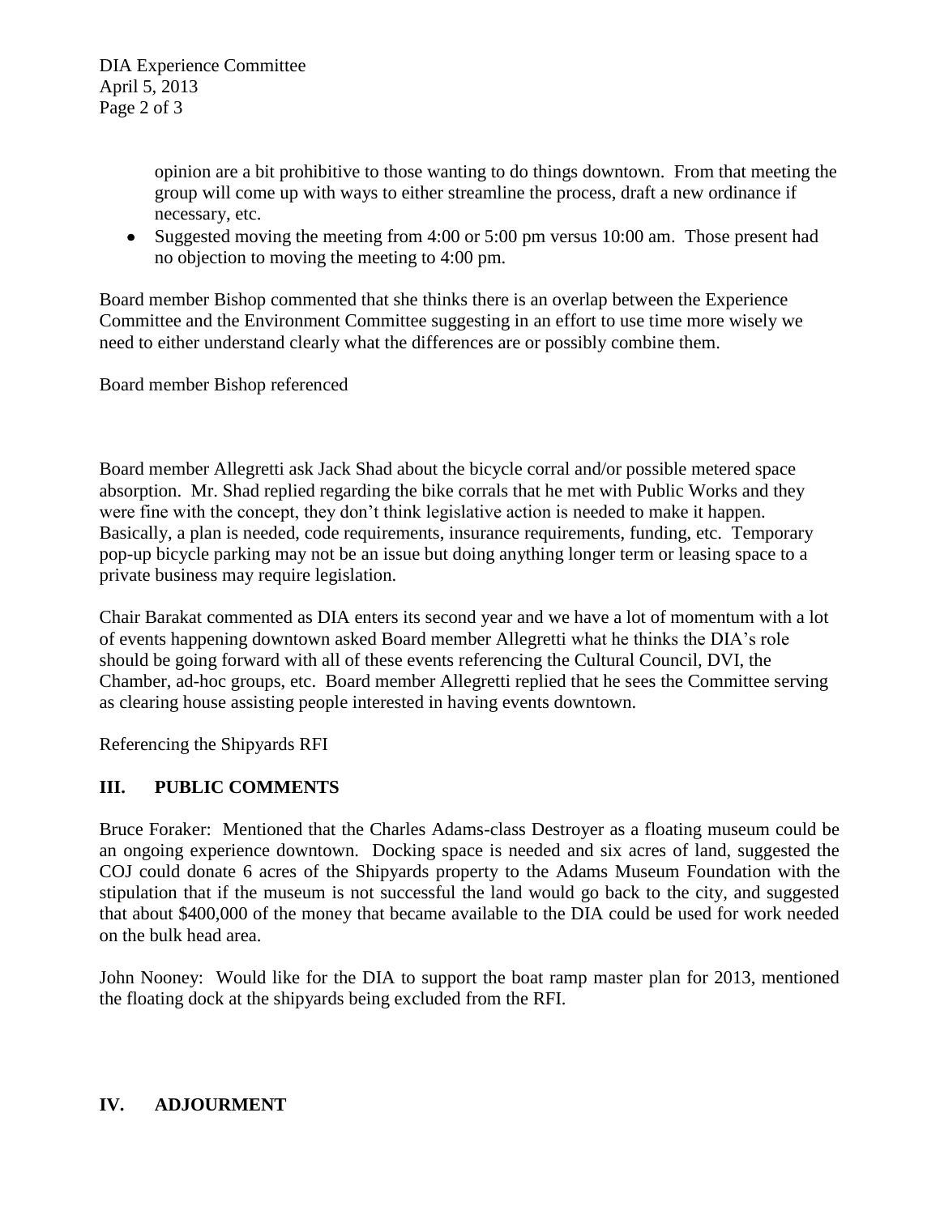opinion are a bit prohibitive to those wanting to do things downtown. From that meeting the group will come up with ways to either streamline the process, draft a new ordinance if necessary, etc.

- Suggested moving the meeting from 4:00 or 5:00 pm versus 10:00 am. Those present had no objection to moving the meeting to 4:00 pm.

Board member Bishop commented that she thinks there is an overlap between the Experience Committee and the Environment Committee suggesting in an effort to use time more wisely we need to either understand clearly what the differences are or possibly combine them.

Board member Bishop referenced

Board member Allegretti ask Jack Shad about the bicycle corral and/or possible metered space absorption. Mr. Shad replied regarding the bike corrals that he met with Public Works and they were fine with the concept, they don't think legislative action is needed to make it happen. Basically, a plan is needed, code requirements, insurance requirements, funding, etc. Temporary pop-up bicycle parking may not be an issue but doing anything longer term or leasing space to a private business may require legislation.

Chair Barakat commented as DIA enters its second year and we have a lot of momentum with a lot of events happening downtown asked Board member Allegretti what he thinks the DIA's role should be going forward with all of these events referencing the Cultural Council, DVI, the Chamber, ad-hoc groups, etc. Board member Allegretti replied that he sees the Committee serving as clearing house assisting people interested in having events downtown.

Referencing the Shipyards RFI

## III. PUBLIC COMMENTS

Bruce Foraker: Mentioned that the Charles Adams-class Destroyer as a floating museum could be an ongoing experience downtown. Docking space is needed and six acres of land, suggested the COJ could donate 6 acres of the Shipyards property to the Adams Museum Foundation with the stipulation that if the museum is not successful the land would go back to the city, and suggested that about $400,000 of the money that became available to the DIA could be used for work needed on the bulk head area.

John Nooney: Would like for the DIA to support the boat ramp master plan for 2013, mentioned the floating dock at the shipyards being excluded from the RFI.

## IV. ADJOURMENT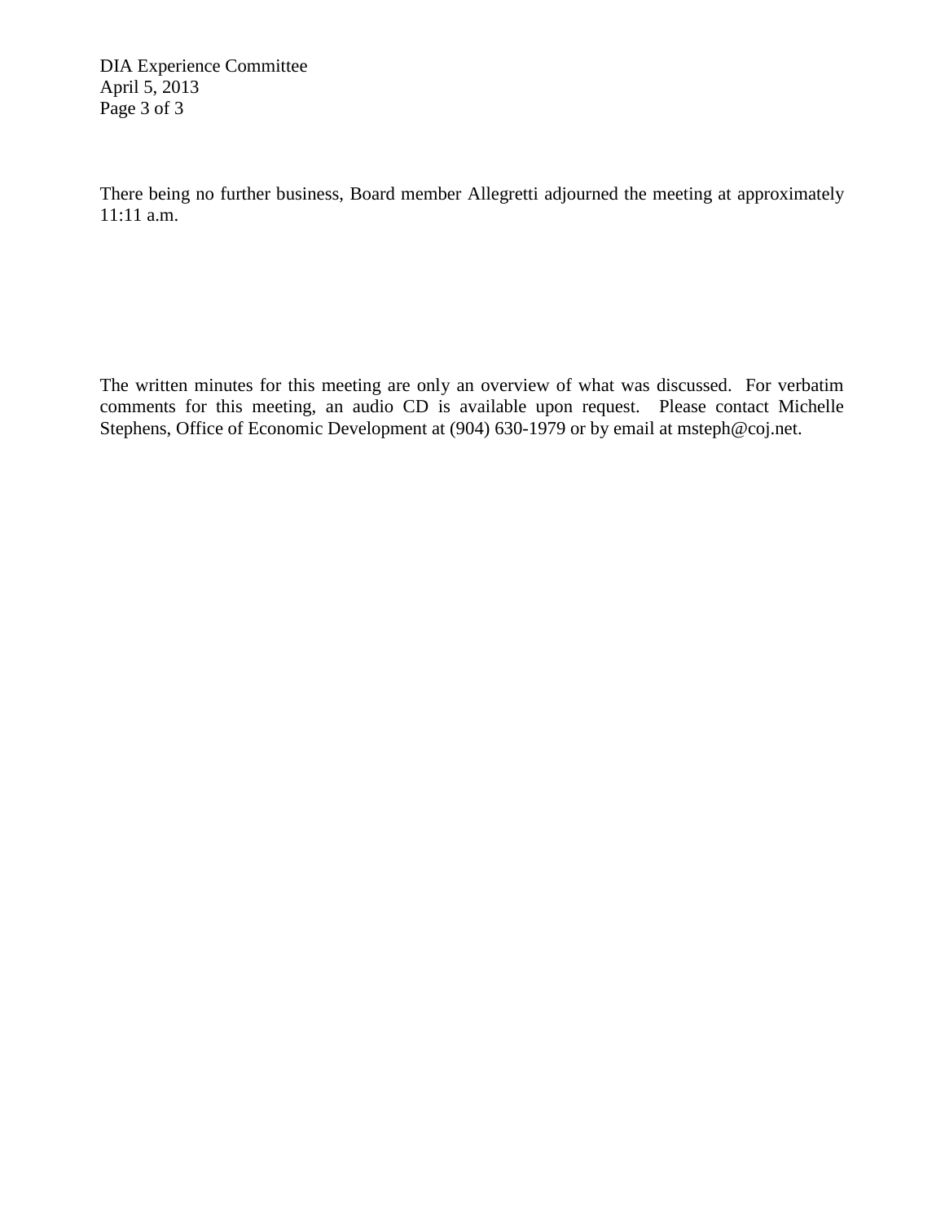There being no further business, Board member Allegretti adjourned the meeting at approximately 11:11 a.m.

The written minutes for this meeting are only an overview of what was discussed. For verbatim comments for this meeting, an audio CD is available upon request. Please contact Michelle Stephens, Office of Economic Development at (904) 630-1979 or by email at msteph@coj.net.